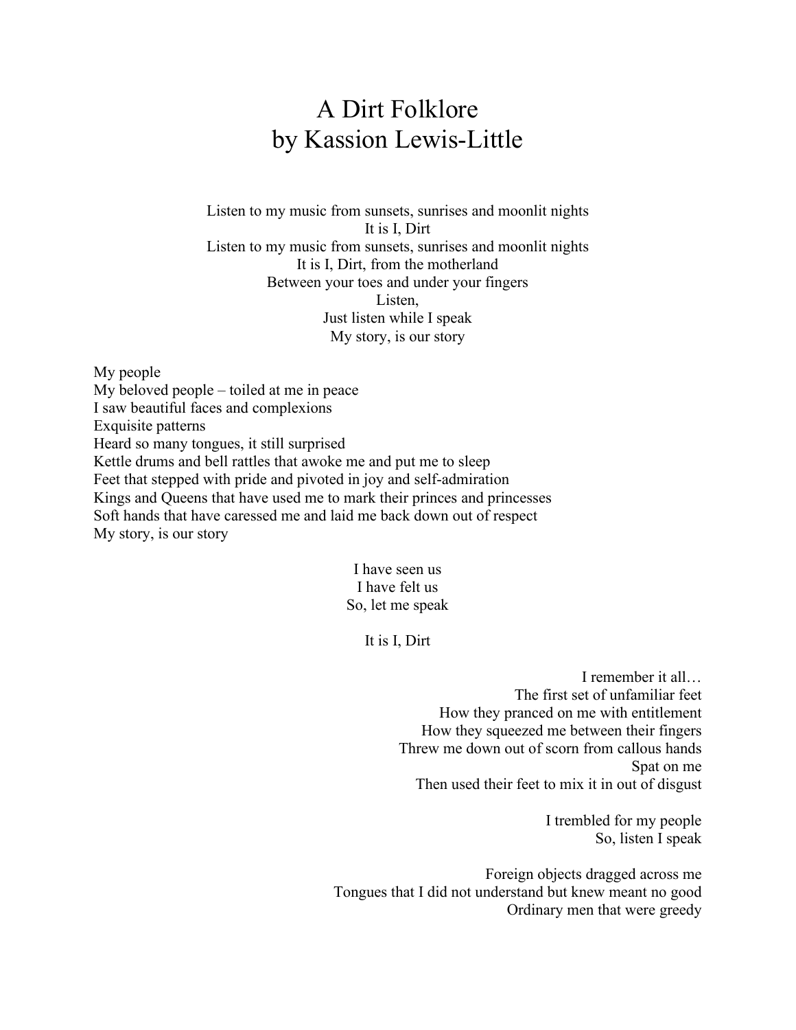# A Dirt Folklore
## by Kassion Lewis-Little

Listen to my music from sunsets, sunrises and moonlit nights  
It is I, Dirt  
Listen to my music from sunsets, sunrises and moonlit nights  
It is I, Dirt, from the motherland  
Between your toes and under your fingers  
Listen,  
Just listen while I speak  
My story, is our story

My people  
My beloved people – toiled at me in peace  
I saw beautiful faces and complexions  
Exquisite patterns  
Heard so many tongues, it still surprised  
Kettle drums and bell rattles that awoke me and put me to sleep  
Feet that stepped with pride and pivoted in joy and self-admiration  
Kings and Queens that have used me to mark their princes and princesses  
Soft hands that have caressed me and laid me back down out of respect  
My story, is our story

I have seen us  
I have felt us  
So, let me speak

It is I, Dirt

I remember it all…  
The first set of unfamiliar feet  
How they pranced on me with entitlement  
How they squeezed me between their fingers  
Threw me down out of scorn from callous hands  
Spat on me  
Then used their feet to mix it in out of disgust

I trembled for my people  
So, listen I speak

Foreign objects dragged across me  
Tongues that I did not understand but knew meant no good  
Ordinary men that were greedy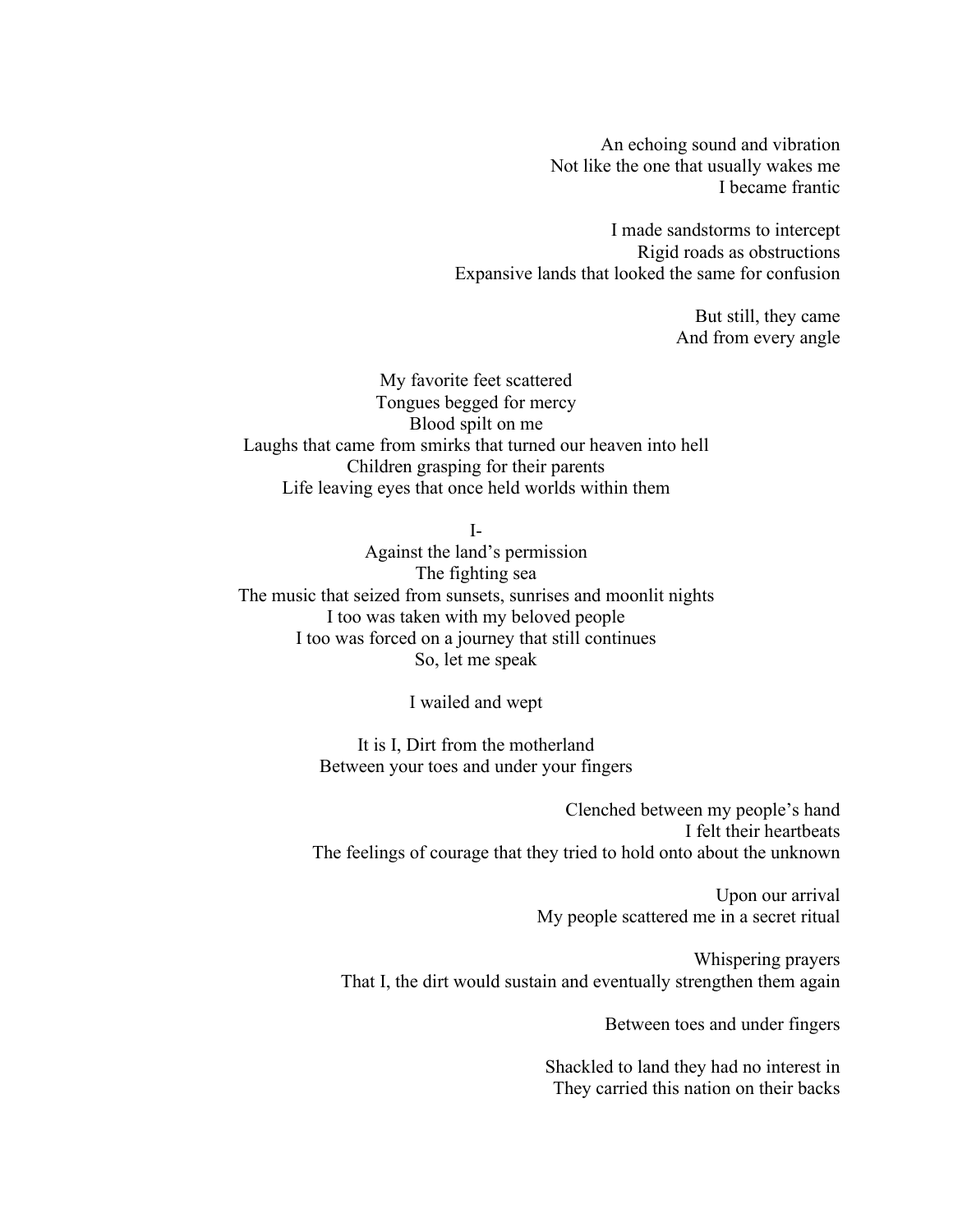An echoing sound and vibration  
Not like the one that usually wakes me  
I became frantic

I made sandstorms to intercept  
Rigid roads as obstructions  
Expansive lands that looked the same for confusion

But still, they came  
And from every angle

My favorite feet scattered  
Tongues begged for mercy  
Blood spilt on me  
Laughs that came from smirks that turned our heaven into hell  
Children grasping for their parents  
Life leaving eyes that once held worlds within them

I-  
Against the land's permission  
The fighting sea  
The music that seized from sunsets, sunrises and moonlit nights  
I too was taken with my beloved people  
I too was forced on a journey that still continues  
So, let me speak

I wailed and wept

It is I, Dirt from the motherland  
Between your toes and under your fingers

Clenched between my people's hand  
I felt their heartbeats  
The feelings of courage that they tried to hold onto about the unknown

Upon our arrival  
My people scattered me in a secret ritual

Whispering prayers  
That I, the dirt would sustain and eventually strengthen them again

Between toes and under fingers

Shackled to land they had no interest in  
They carried this nation on their backs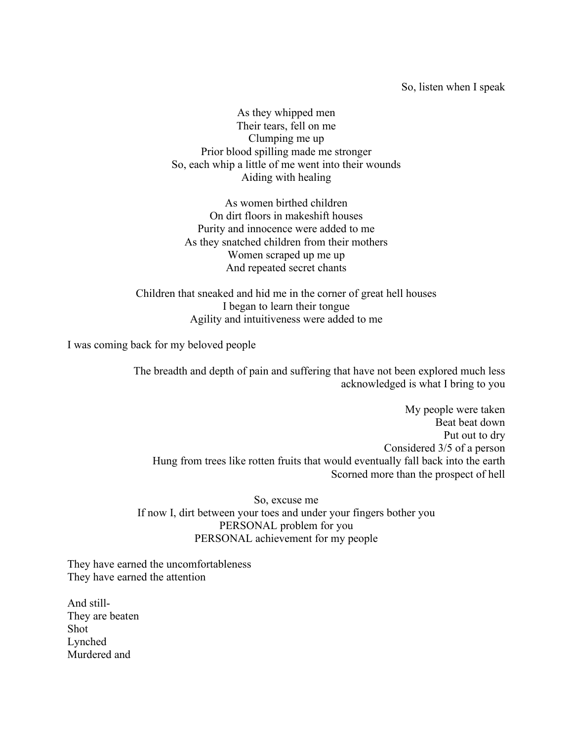So, listen when I speak

As they whipped men
Their tears, fell on me
Clumping me up
Prior blood spilling made me stronger
So, each whip a little of me went into their wounds
Aiding with healing

As women birthed children
On dirt floors in makeshift houses
Purity and innocence were added to me
As they snatched children from their mothers
Women scraped up me up
And repeated secret chants

Children that sneaked and hid me in the corner of great hell houses
I began to learn their tongue
Agility and intuitiveness were added to me

I was coming back for my beloved people

The breadth and depth of pain and suffering that have not been explored much less acknowledged is what I bring to you

My people were taken
Beat beat down
Put out to dry
Considered 3/5 of a person
Hung from trees like rotten fruits that would eventually fall back into the earth
Scorned more than the prospect of hell

So, excuse me
If now I, dirt between your toes and under your fingers bother you
PERSONAL problem for you
PERSONAL achievement for my people

They have earned the uncomfortableness
They have earned the attention

And still-
They are beaten
Shot
Lynched
Murdered and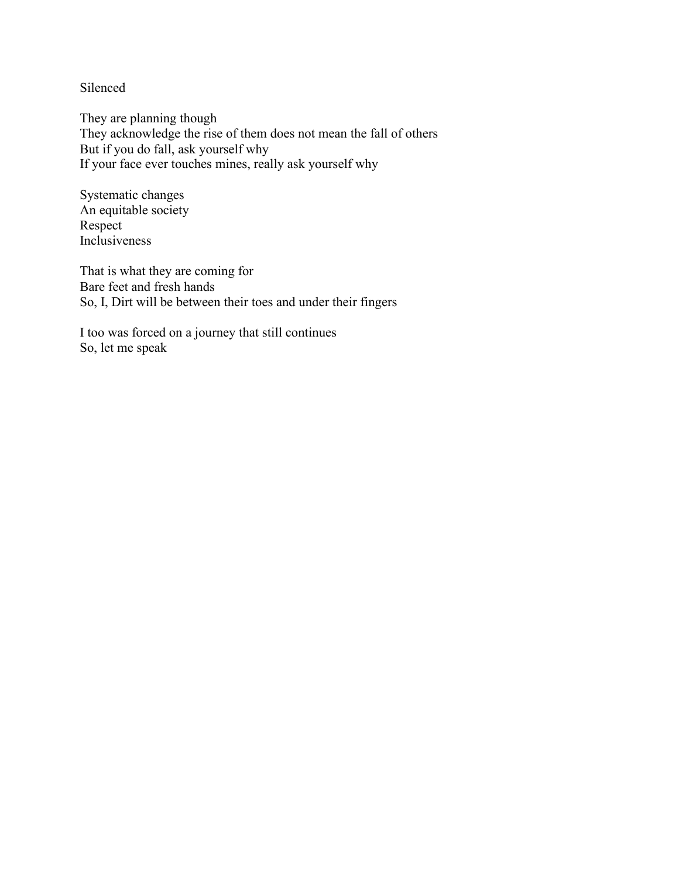Silenced

They are planning though  
They acknowledge the rise of them does not mean the fall of others  
But if you do fall, ask yourself why  
If your face ever touches mines, really ask yourself why

Systematic changes  
An equitable society  
Respect  
Inclusiveness

That is what they are coming for  
Bare feet and fresh hands  
So, I, Dirt will be between their toes and under their fingers

I too was forced on a journey that still continues  
So, let me speak